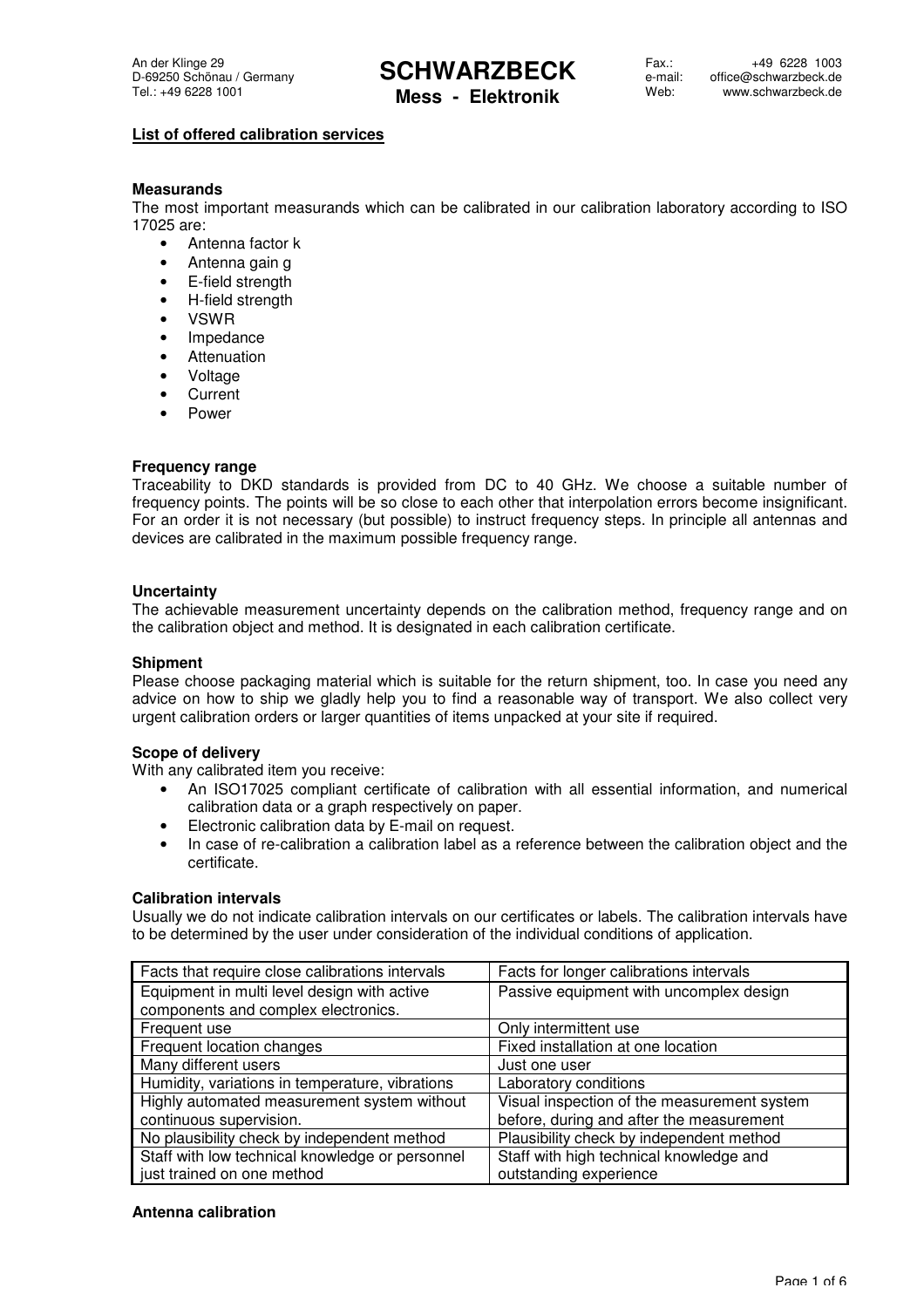An der Klinge 29
D-69250 Schönau / Germany
Tel.: +49 6228 1001

# SCHWARZBECK
**Mess - Elektronik**

Fax.: +49 6228 1003
e-mail: office@schwarzbeck.de
Web: www.schwarzbeck.de

## List of offered calibration services

### Measurands

The most important measurands which can be calibrated in our calibration laboratory according to ISO 17025 are:

- Antenna factor k
- Antenna gain g
- E-field strength
- H-field strength
- VSWR
- Impedance
- Attenuation
- Voltage
- Current
- Power

### Frequency range

Traceability to DKD standards is provided from DC to 40 GHz. We choose a suitable number of frequency points. The points will be so close to each other that interpolation errors become insignificant. For an order it is not necessary (but possible) to instruct frequency steps. In principle all antennas and devices are calibrated in the maximum possible frequency range.

### Uncertainty

The achievable measurement uncertainty depends on the calibration method, frequency range and on the calibration object and method. It is designated in each calibration certificate.

### Shipment

Please choose packaging material which is suitable for the return shipment, too. In case you need any advice on how to ship we gladly help you to find a reasonable way of transport. We also collect very urgent calibration orders or larger quantities of items unpacked at your site if required.

### Scope of delivery

With any calibrated item you receive:

- An ISO17025 compliant certificate of calibration with all essential information, and numerical calibration data or a graph respectively on paper.
- Electronic calibration data by E-mail on request.
- In case of re-calibration a calibration label as a reference between the calibration object and the certificate.

### Calibration intervals

Usually we do not indicate calibration intervals on our certificates or labels. The calibration intervals have to be determined by the user under consideration of the individual conditions of application.

| Facts that require close calibrations intervals | Facts for longer calibrations intervals |
|---|---|
| Equipment in multi level design with active components and complex electronics. | Passive equipment with uncomplex design |
| Frequent use | Only intermittent use |
| Frequent location changes | Fixed installation at one location |
| Many different users | Just one user |
| Humidity, variations in temperature, vibrations | Laboratory conditions |
| Highly automated measurement system without continuous supervision. | Visual inspection of the measurement system before, during and after the measurement |
| No plausibility check by independent method | Plausibility check by independent method |
| Staff with low technical knowledge or personnel just trained on one method | Staff with high technical knowledge and outstanding experience |

### Antenna calibration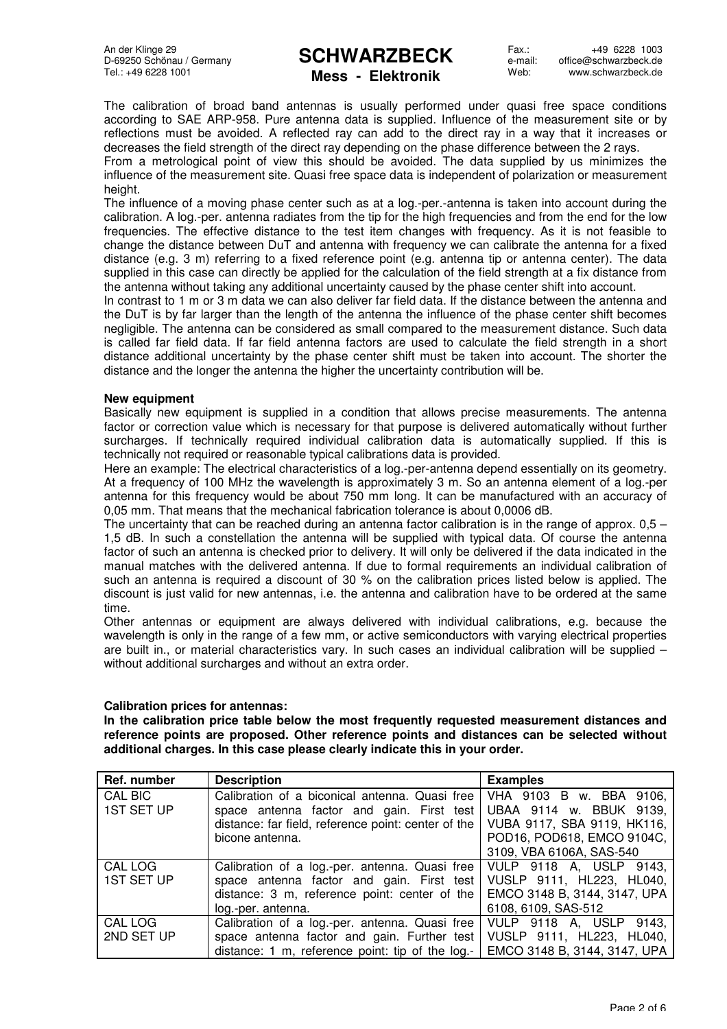The calibration of broad band antennas is usually performed under quasi free space conditions according to SAE ARP-958. Pure antenna data is supplied. Influence of the measurement site or by reflections must be avoided. A reflected ray can add to the direct ray in a way that it increases or decreases the field strength of the direct ray depending on the phase difference between the 2 rays.
From a metrological point of view this should be avoided. The data supplied by us minimizes the influence of the measurement site. Quasi free space data is independent of polarization or measurement height.
The influence of a moving phase center such as at a log.-per.-antenna is taken into account during the calibration. A log.-per. antenna radiates from the tip for the high frequencies and from the end for the low frequencies. The effective distance to the test item changes with frequency. As it is not feasible to change the distance between DuT and antenna with frequency we can calibrate the antenna for a fixed distance (e.g. 3 m) referring to a fixed reference point (e.g. antenna tip or antenna center). The data supplied in this case can directly be applied for the calculation of the field strength at a fix distance from the antenna without taking any additional uncertainty caused by the phase center shift into account.
In contrast to 1 m or 3 m data we can also deliver far field data. If the distance between the antenna and the DuT is by far larger than the length of the antenna the influence of the phase center shift becomes negligible. The antenna can be considered as small compared to the measurement distance. Such data is called far field data. If far field antenna factors are used to calculate the field strength in a short distance additional uncertainty by the phase center shift must be taken into account. The shorter the distance and the longer the antenna the higher the uncertainty contribution will be.

**New equipment**
Basically new equipment is supplied in a condition that allows precise measurements. The antenna factor or correction value which is necessary for that purpose is delivered automatically without further surcharges. If technically required individual calibration data is automatically supplied. If this is technically not required or reasonable typical calibrations data is provided.
Here an example: The electrical characteristics of a log.-per-antenna depend essentially on its geometry. At a frequency of 100 MHz the wavelength is approximately 3 m. So an antenna element of a log.-per antenna for this frequency would be about 750 mm long. It can be manufactured with an accuracy of 0,05 mm. That means that the mechanical fabrication tolerance is about 0,0006 dB.
The uncertainty that can be reached during an antenna factor calibration is in the range of approx. 0,5 – 1,5 dB. In such a constellation the antenna will be supplied with typical data. Of course the antenna factor of such an antenna is checked prior to delivery. It will only be delivered if the data indicated in the manual matches with the delivered antenna. If due to formal requirements an individual calibration of such an antenna is required a discount of 30 % on the calibration prices listed below is applied. The discount is just valid for new antennas, i.e. the antenna and calibration have to be ordered at the same time.
Other antennas or equipment are always delivered with individual calibrations, e.g. because the wavelength is only in the range of a few mm, or active semiconductors with varying electrical properties are built in., or material characteristics vary. In such cases an individual calibration will be supplied – without additional surcharges and without an extra order.

**Calibration prices for antennas:**
**In the calibration price table below the most frequently requested measurement distances and reference points are proposed. Other reference points and distances can be selected without additional charges. In this case please clearly indicate this in your order.**

| Ref. number | Description | Examples |
|---|---|---|
| CAL BIC 1ST SET UP | Calibration of a biconical antenna. Quasi free space antenna factor and gain. First test distance: far field, reference point: center of the bicone antenna. | VHA 9103 B w. BBA 9106, UBAA 9114 w. BBUK 9139, VUBA 9117, SBA 9119, HK116, POD16, POD618, EMCO 9104C, 3109, VBA 6106A, SAS-540 |
| CAL LOG 1ST SET UP | Calibration of a log.-per. antenna. Quasi free space antenna factor and gain. First test distance: 3 m, reference point: center of the log.-per. antenna. | VULP 9118 A, USLP 9143, VUSLP 9111, HL223, HL040, EMCO 3148 B, 3144, 3147, UPA 6108, 6109, SAS-512 |
| CAL LOG 2ND SET UP | Calibration of a log.-per. antenna. Quasi free space antenna factor and gain. Further test distance: 1 m, reference point: tip of the log.- | VULP 9118 A, USLP 9143, VUSLP 9111, HL223, HL040, EMCO 3148 B, 3144, 3147, UPA |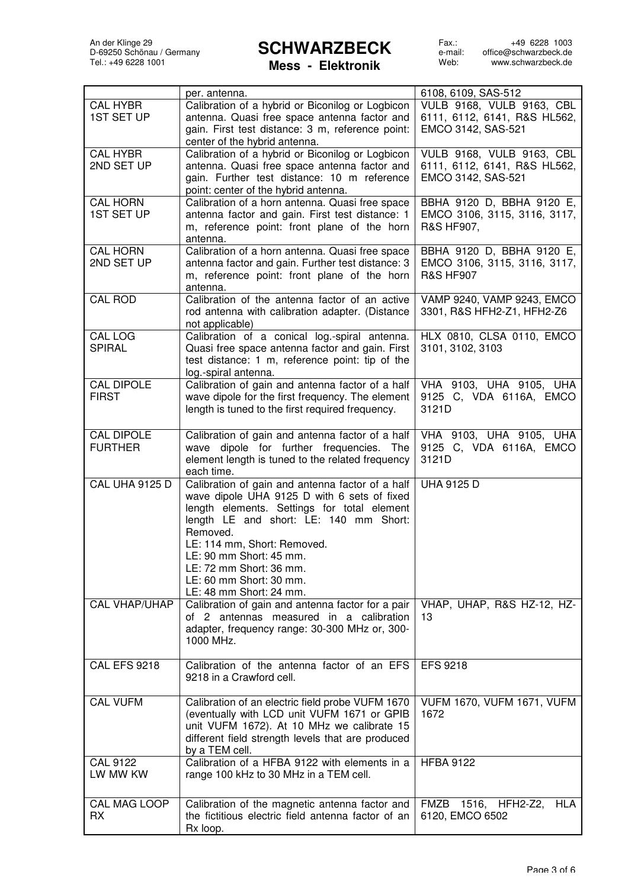| | | |
|---|---|---|
| | per. antenna. | 6108, 6109, SAS-512 |
| CAL HYBR 1ST SET UP | Calibration of a hybrid or Biconilog or Logbicon antenna. Quasi free space antenna factor and gain. First test distance: 3 m, reference point: center of the hybrid antenna. | VULB 9168, VULB 9163, CBL 6111, 6112, 6141, R&S HL562, EMCO 3142, SAS-521 |
| CAL HYBR 2ND SET UP | Calibration of a hybrid or Biconilog or Logbicon antenna. Quasi free space antenna factor and gain. Further test distance: 10 m reference point: center of the hybrid antenna. | VULB 9168, VULB 9163, CBL 6111, 6112, 6141, R&S HL562, EMCO 3142, SAS-521 |
| CAL HORN 1ST SET UP | Calibration of a horn antenna. Quasi free space antenna factor and gain. First test distance: 1 m, reference point: front plane of the horn antenna. | BBHA 9120 D, BBHA 9120 E, EMCO 3106, 3115, 3116, 3117, R&S HF907, |
| CAL HORN 2ND SET UP | Calibration of a horn antenna. Quasi free space antenna factor and gain. Further test distance: 3 m, reference point: front plane of the horn antenna. | BBHA 9120 D, BBHA 9120 E, EMCO 3106, 3115, 3116, 3117, R&S HF907 |
| CAL ROD | Calibration of the antenna factor of an active rod antenna with calibration adapter. (Distance not applicable) | VAMP 9240, VAMP 9243, EMCO 3301, R&S HFH2-Z1, HFH2-Z6 |
| CAL LOG SPIRAL | Calibration of a conical log.-spiral antenna. Quasi free space antenna factor and gain. First test distance: 1 m, reference point: tip of the log.-spiral antenna. | HLX 0810, CLSA 0110, EMCO 3101, 3102, 3103 |
| CAL DIPOLE FIRST | Calibration of gain and antenna factor of a half wave dipole for the first frequency. The element length is tuned to the first required frequency. | VHA 9103, UHA 9105, UHA 9125 C, VDA 6116A, EMCO 3121D |
| CAL DIPOLE FURTHER | Calibration of gain and antenna factor of a half wave dipole for further frequencies. The element length is tuned to the related frequency each time. | VHA 9103, UHA 9105, UHA 9125 C, VDA 6116A, EMCO 3121D |
| CAL UHA 9125 D | Calibration of gain and antenna factor of a half wave dipole UHA 9125 D with 6 sets of fixed length elements. Settings for total element length LE and short: LE: 140 mm Short: Removed.<br>LE: 114 mm, Short: Removed.<br>LE: 90 mm Short: 45 mm.<br>LE: 72 mm Short: 36 mm.<br>LE: 60 mm Short: 30 mm.<br>LE: 48 mm Short: 24 mm. | UHA 9125 D |
| CAL VHAP/UHAP | Calibration of gain and antenna factor for a pair of 2 antennas measured in a calibration adapter, frequency range: 30-300 MHz or, 300-1000 MHz. | VHAP, UHAP, R&S HZ-12, HZ-13 |
| CAL EFS 9218 | Calibration of the antenna factor of an EFS 9218 in a Crawford cell. | EFS 9218 |
| CAL VUFM | Calibration of an electric field probe VUFM 1670 (eventually with LCD unit VUFM 1671 or GPIB unit VUFM 1672). At 10 MHz we calibrate 15 different field strength levels that are produced by a TEM cell. | VUFM 1670, VUFM 1671, VUFM 1672 |
| CAL 9122 LW MW KW | Calibration of a HFBA 9122 with elements in a range 100 kHz to 30 MHz in a TEM cell. | HFBA 9122 |
| CAL MAG LOOP RX | Calibration of the magnetic antenna factor and the fictitious electric field antenna factor of an Rx loop. | FMZB 1516, HFH2-Z2, HLA 6120, EMCO 6502 |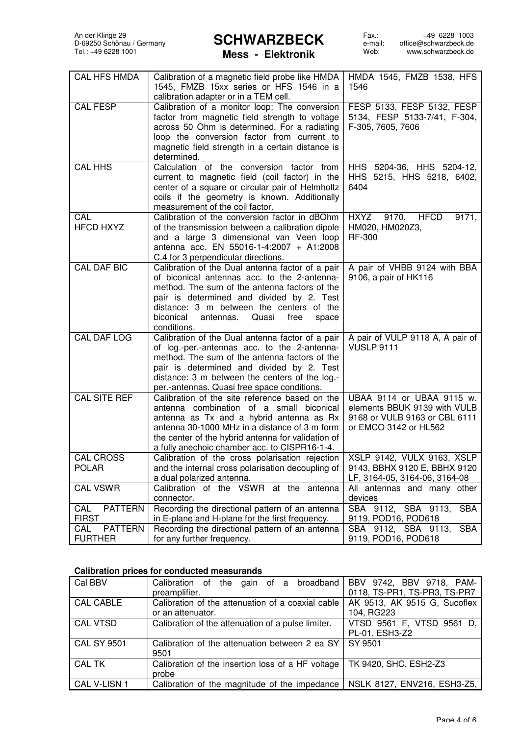| CAL HFS HMDA | Calibration of a magnetic field probe like HMDA 1545, FMZB 15xx series or HFS 1546 in a calibration adapter or in a TEM cell. | HMDA 1545, FMZB 1538, HFS 1546 |
|---|---|---|
| CAL FESP | Calibration of a monitor loop: The conversion factor from magnetic field strength to voltage across 50 Ohm is determined. For a radiating loop the conversion factor from current to magnetic field strength in a certain distance is determined. | FESP 5133, FESP 5132, FESP 5134, FESP 5133-7/41, F-304, F-305, 7605, 7606 |
| CAL HHS | Calculation of the conversion factor from current to magnetic field (coil factor) in the center of a square or circular pair of Helmholtz coils if the geometry is known. Additionally measurement of the coil factor. | HHS 5204-36, HHS 5204-12, HHS 5215, HHS 5218, 6402, 6404 |
| CAL HFCD HXYZ | Calibration of the conversion factor in dBOhm of the transmission between a calibration dipole and a large 3 dimensional van Veen loop antenna acc. EN 55016-1-4:2007 + A1:2008 C.4 for 3 perpendicular directions. | HXYZ 9170, HFCD 9171, HM020, HM020Z3, RF-300 |
| CAL DAF BIC | Calibration of the Dual antenna factor of a pair of biconical antennas acc. to the 2-antenna-method. The sum of the antenna factors of the pair is determined and divided by 2. Test distance: 3 m between the centers of the biconical antennas. Quasi free space conditions. | A pair of VHBB 9124 with BBA 9106, a pair of HK116 |
| CAL DAF LOG | Calibration of the Dual antenna factor of a pair of log.-per.-antennas acc. to the 2-antenna-method. The sum of the antenna factors of the pair is determined and divided by 2. Test distance: 3 m between the centers of the log.-per.-antennas. Quasi free space conditions. | A pair of VULP 9118 A, A pair of VUSLP 9111 |
| CAL SITE REF | Calibration of the site reference based on the antenna combination of a small biconical antenna as Tx and a hybrid antenna as Rx antenna 30-1000 MHz in a distance of 3 m form the center of the hybrid antenna for validation of a fully anechoic chamber acc. to CISPR16-1-4. | UBAA 9114 or UBAA 9115 w. elements BBUK 9139 with VULB 9168 or VULB 9163 or CBL 6111 or EMCO 3142 or HL562 |
| CAL CROSS POLAR | Calibration of the cross polarisation rejection and the internal cross polarisation decoupling of a dual polarized antenna. | XSLP 9142, VULX 9163, XSLP 9143, BBHX 9120 E, BBHX 9120 LF, 3164-05, 3164-06, 3164-08 |
| CAL VSWR | Calibration of the VSWR at the antenna connector. | All antennas and many other devices |
| CAL PATTERN FIRST | Recording the directional pattern of an antenna in E-plane and H-plane for the first frequency. | SBA 9112, SBA 9113, SBA 9119, POD16, POD618 |
| CAL PATTERN FURTHER | Recording the directional pattern of an antenna for any further frequency. | SBA 9112, SBA 9113, SBA 9119, POD16, POD618 |

**Calibration prices for conducted measurands**

| Cal BBV | Calibration of the gain of a broadband preamplifier. | BBV 9742, BBV 9718, PAM-0118, TS-PR1, TS-PR3, TS-PR7 |
|---|---|---|
| CAL CABLE | Calibration of the attenuation of a coaxial cable or an attenuator. | AK 9513, AK 9515 G, Sucoflex 104, RG223 |
| CAL VTSD | Calibration of the attenuation of a pulse limiter. | VTSD 9561 F, VTSD 9561 D, PL-01, ESH3-Z2 |
| CAL SY 9501 | Calibration of the attenuation between 2 ea SY 9501 | SY 9501 |
| CAL TK | Calibration of the insertion loss of a HF voltage probe | TK 9420, SHC, ESH2-Z3 |
| CAL V-LISN 1 | Calibration of the magnitude of the impedance | NSLK 8127, ENV216, ESH3-Z5, |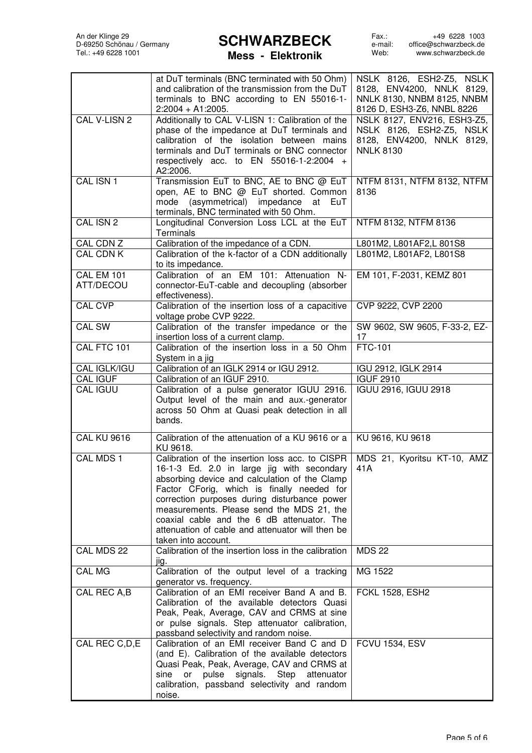|  | at DuT terminals (BNC terminated with 50 Ohm) and calibration of the transmission from the DuT terminals to BNC according to EN 55016-1-2:2004 + A1:2005. | NSLK 8126, ESH2-Z5, NSLK 8128, ENV4200, NNLK 8129, NNLK 8130, NNBM 8125, NNBM 8126 D, ESH3-Z6, NNBL 8226 |
|---|---|---|
| CAL V-LISN 2 | Additionally to CAL V-LISN 1: Calibration of the phase of the impedance at DuT terminals and calibration of the isolation between mains terminals and DuT terminals or BNC connector respectively acc. to EN 55016-1-2:2004 + A2:2006. | NSLK 8127, ENV216, ESH3-Z5, NSLK 8126, ESH2-Z5, NSLK 8128, ENV4200, NNLK 8129, NNLK 8130 |
| CAL ISN 1 | Transmission EuT to BNC, AE to BNC @ EuT open, AE to BNC @ EuT shorted. Common mode (asymmetrical) impedance at EuT terminals, BNC terminated with 50 Ohm. | NTFM 8131, NTFM 8132, NTFM 8136 |
| CAL ISN 2 | Longitudinal Conversion Loss LCL at the EuT Terminals | NTFM 8132, NTFM 8136 |
| CAL CDN Z | Calibration of the impedance of a CDN. | L801M2, L801AF2,L 801S8 |
| CAL CDN K | Calibration of the k-factor of a CDN additionally to its impedance. | L801M2, L801AF2, L801S8 |
| CAL EM 101 ATT/DECOU | Calibration of an EM 101: Attenuation N-connector-EuT-cable and decoupling (absorber effectiveness). | EM 101, F-2031, KEMZ 801 |
| CAL CVP | Calibration of the insertion loss of a capacitive voltage probe CVP 9222. | CVP 9222, CVP 2200 |
| CAL SW | Calibration of the transfer impedance or the insertion loss of a current clamp. | SW 9602, SW 9605, F-33-2, EZ-17 |
| CAL FTC 101 | Calibration of the insertion loss in a 50 Ohm System in a jig | FTC-101 |
| CAL IGLK/IGU | Calibration of an IGLK 2914 or IGU 2912. | IGU 2912, IGLK 2914 |
| CAL IGUF | Calibration of an IGUF 2910. | IGUF 2910 |
| CAL IGUU | Calibration of a pulse generator IGUU 2916. Output level of the main and aux.-generator across 50 Ohm at Quasi peak detection in all bands. | IGUU 2916, IGUU 2918 |
| CAL KU 9616 | Calibration of the attenuation of a KU 9616 or a KU 9618. | KU 9616, KU 9618 |
| CAL MDS 1 | Calibration of the insertion loss acc. to CISPR 16-1-3 Ed. 2.0 in large jig with secondary absorbing device and calculation of the Clamp Factor CForig, which is finally needed for correction purposes during disturbance power measurements. Please send the MDS 21, the coaxial cable and the 6 dB attenuator. The attenuation of cable and attenuator will then be taken into account. | MDS 21, Kyoritsu KT-10, AMZ 41A |
| CAL MDS 22 | Calibration of the insertion loss in the calibration jig. | MDS 22 |
| CAL MG | Calibration of the output level of a tracking generator vs. frequency. | MG 1522 |
| CAL REC A,B | Calibration of an EMI receiver Band A and B. Calibration of the available detectors Quasi Peak, Peak, Average, CAV and CRMS at sine or pulse signals. Step attenuator calibration, passband selectivity and random noise. | FCKL 1528, ESH2 |
| CAL REC C,D,E | Calibration of an EMI receiver Band C and D (and E). Calibration of the available detectors Quasi Peak, Peak, Average, CAV and CRMS at sine or pulse signals. Step attenuator calibration, passband selectivity and random noise. | FCVU 1534, ESV |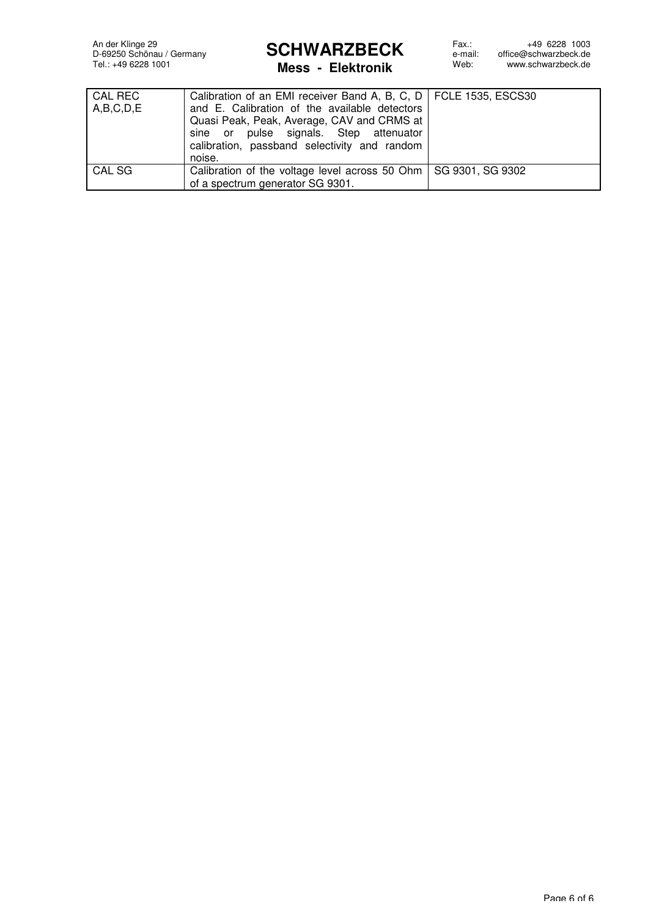| | | |
|---|---|---|
| CAL REC A,B,C,D,E | Calibration of an EMI receiver Band A, B, C, D and E. Calibration of the available detectors Quasi Peak, Peak, Average, CAV and CRMS at sine or pulse signals. Step attenuator calibration, passband selectivity and random noise. | FCLE 1535, ESCS30 |
| CAL SG | Calibration of the voltage level across 50 Ohm of a spectrum generator SG 9301. | SG 9301, SG 9302 |